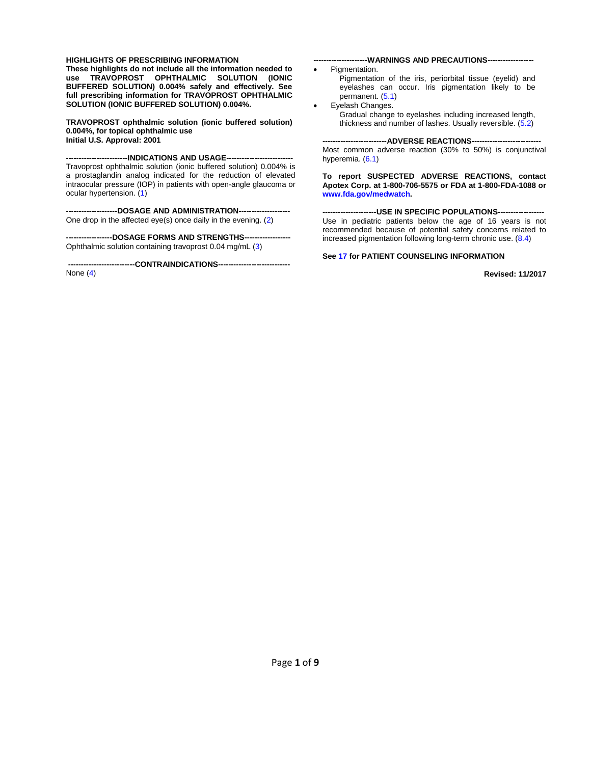**HIGHLIGHTS OF PRESCRIBING INFORMATION**

**These highlights do not include all the information needed to use TRAVOPROST OPHTHALMIC SOLUTION (IONIC BUFFERED SOLUTION) 0.004% safely and effectively. See full prescribing information for TRAVOPROST OPHTHALMIC SOLUTION (IONIC BUFFERED SOLUTION) 0.004%.**

**TRAVOPROST ophthalmic solution (ionic buffered solution) 0.004%, for topical ophthalmic use**
**Initial U.S. Approval: 2001**

**------------------------INDICATIONS AND USAGE--------------------------**

Travoprost ophthalmic solution (ionic buffered solution) 0.004% is a prostaglandin analog indicated for the reduction of elevated intraocular pressure (IOP) in patients with open-angle glaucoma or ocular hypertension. (1)

**--------------------DOSAGE AND ADMINISTRATION--------------------**

One drop in the affected eye(s) once daily in the evening. (2)

**------------------DOSAGE FORMS AND STRENGTHS------------------**

Ophthalmic solution containing travoprost 0.04 mg/mL (3)

**--------------------------CONTRAINDICATIONS----------------------------**

None (4)

**---------------------WARNINGS AND PRECAUTIONS------------------**

- Pigmentation.
  Pigmentation of the iris, periorbital tissue (eyelid) and eyelashes can occur. Iris pigmentation likely to be permanent. (5.1)
- Eyelash Changes.
  Gradual change to eyelashes including increased length, thickness and number of lashes. Usually reversible. (5.2)

**-------------------------ADVERSE REACTIONS---------------------------**

Most common adverse reaction (30% to 50%) is conjunctival hyperemia. (6.1)

**To report SUSPECTED ADVERSE REACTIONS, contact Apotex Corp. at 1-800-706-5575 or FDA at 1-800-FDA-1088 or www.fda.gov/medwatch.**

**---------------------USE IN SPECIFIC POPULATIONS------------------**

Use in pediatric patients below the age of 16 years is not recommended because of potential safety concerns related to increased pigmentation following long-term chronic use. (8.4)

**See 17 for PATIENT COUNSELING INFORMATION**

**Revised: 11/2017**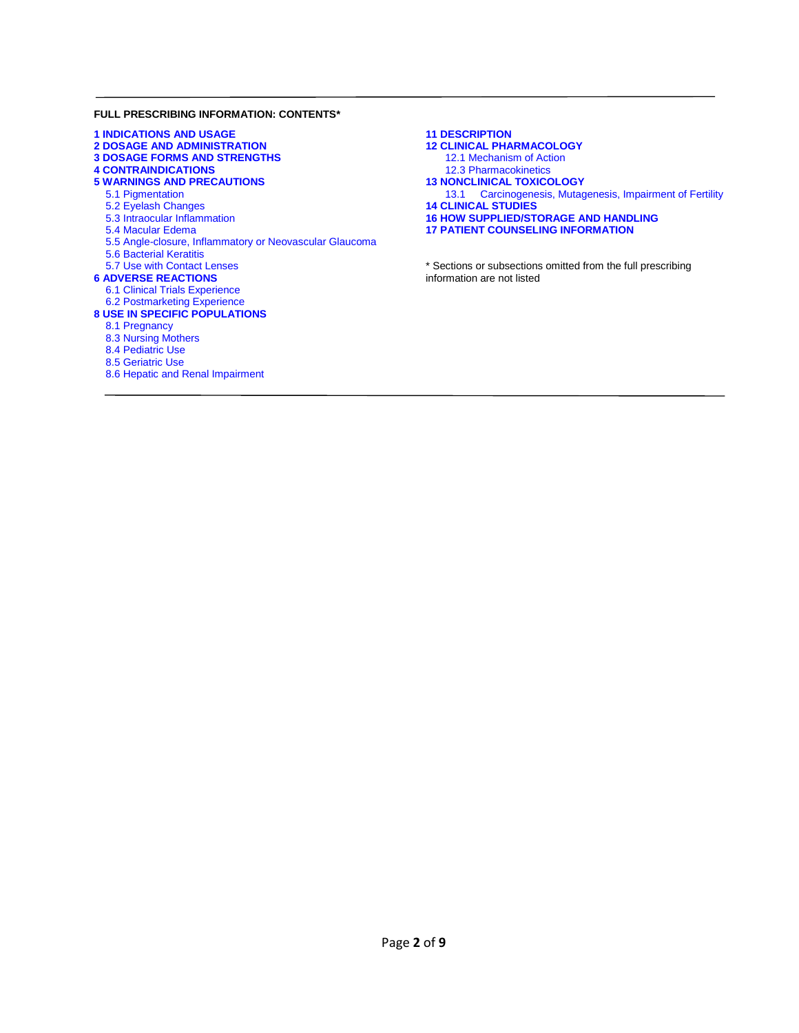**FULL PRESCRIBING INFORMATION: CONTENTS***

**1 INDICATIONS AND USAGE**
**2 DOSAGE AND ADMINISTRATION**
**3 DOSAGE FORMS AND STRENGTHS**
**4 CONTRAINDICATIONS**
**5 WARNINGS AND PRECAUTIONS**
- 5.1 Pigmentation
- 5.2 Eyelash Changes
- 5.3 Intraocular Inflammation
- 5.4 Macular Edema
- 5.5 Angle-closure, Inflammatory or Neovascular Glaucoma
- 5.6 Bacterial Keratitis
- 5.7 Use with Contact Lenses

**6 ADVERSE REACTIONS**
- 6.1 Clinical Trials Experience
- 6.2 Postmarketing Experience

**8 USE IN SPECIFIC POPULATIONS**
- 8.1 Pregnancy
- 8.3 Nursing Mothers
- 8.4 Pediatric Use
- 8.5 Geriatric Use
- 8.6 Hepatic and Renal Impairment

**11 DESCRIPTION**
**12 CLINICAL PHARMACOLOGY**
- 12.1 Mechanism of Action
- 12.3 Pharmacokinetics

**13 NONCLINICAL TOXICOLOGY**
- 13.1 Carcinogenesis, Mutagenesis, Impairment of Fertility

**14 CLINICAL STUDIES**
**16 HOW SUPPLIED/STORAGE AND HANDLING**
**17 PATIENT COUNSELING INFORMATION**

* Sections or subsections omitted from the full prescribing information are not listed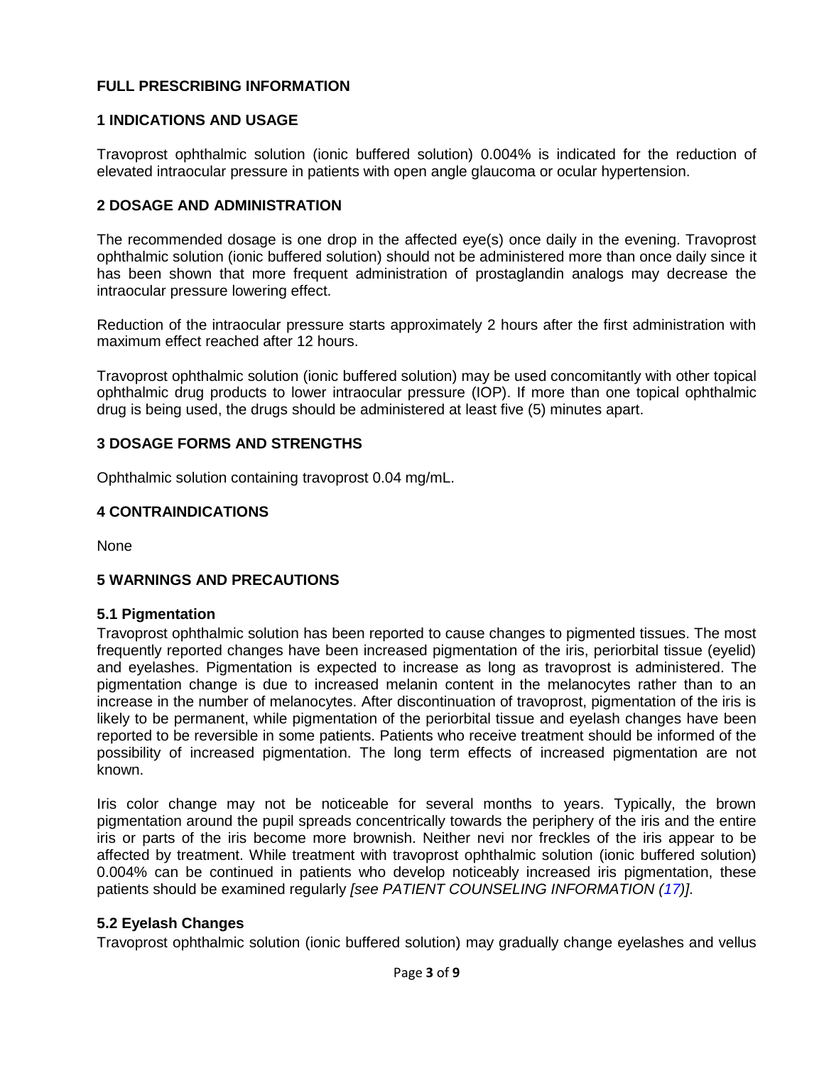## FULL PRESCRIBING INFORMATION

## 1 INDICATIONS AND USAGE

Travoprost ophthalmic solution (ionic buffered solution) 0.004% is indicated for the reduction of elevated intraocular pressure in patients with open angle glaucoma or ocular hypertension.

## 2 DOSAGE AND ADMINISTRATION

The recommended dosage is one drop in the affected eye(s) once daily in the evening. Travoprost ophthalmic solution (ionic buffered solution) should not be administered more than once daily since it has been shown that more frequent administration of prostaglandin analogs may decrease the intraocular pressure lowering effect.

Reduction of the intraocular pressure starts approximately 2 hours after the first administration with maximum effect reached after 12 hours.

Travoprost ophthalmic solution (ionic buffered solution) may be used concomitantly with other topical ophthalmic drug products to lower intraocular pressure (IOP). If more than one topical ophthalmic drug is being used, the drugs should be administered at least five (5) minutes apart.

## 3 DOSAGE FORMS AND STRENGTHS

Ophthalmic solution containing travoprost 0.04 mg/mL.

## 4 CONTRAINDICATIONS

None

## 5 WARNINGS AND PRECAUTIONS

### 5.1 Pigmentation

Travoprost ophthalmic solution has been reported to cause changes to pigmented tissues. The most frequently reported changes have been increased pigmentation of the iris, periorbital tissue (eyelid) and eyelashes. Pigmentation is expected to increase as long as travoprost is administered. The pigmentation change is due to increased melanin content in the melanocytes rather than to an increase in the number of melanocytes. After discontinuation of travoprost, pigmentation of the iris is likely to be permanent, while pigmentation of the periorbital tissue and eyelash changes have been reported to be reversible in some patients. Patients who receive treatment should be informed of the possibility of increased pigmentation. The long term effects of increased pigmentation are not known.

Iris color change may not be noticeable for several months to years. Typically, the brown pigmentation around the pupil spreads concentrically towards the periphery of the iris and the entire iris or parts of the iris become more brownish. Neither nevi nor freckles of the iris appear to be affected by treatment. While treatment with travoprost ophthalmic solution (ionic buffered solution) 0.004% can be continued in patients who develop noticeably increased iris pigmentation, these patients should be examined regularly *[see PATIENT COUNSELING INFORMATION (17)]*.

### 5.2 Eyelash Changes

Travoprost ophthalmic solution (ionic buffered solution) may gradually change eyelashes and vellus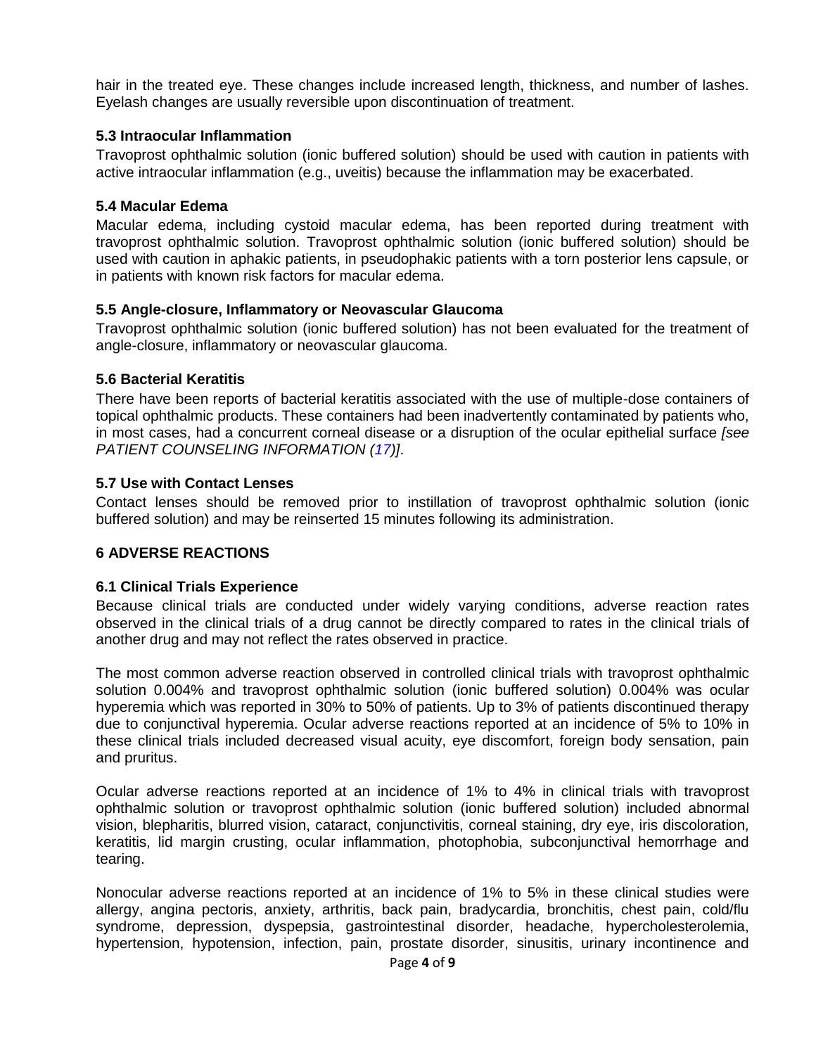hair in the treated eye. These changes include increased length, thickness, and number of lashes. Eyelash changes are usually reversible upon discontinuation of treatment.

### 5.3 Intraocular Inflammation

Travoprost ophthalmic solution (ionic buffered solution) should be used with caution in patients with active intraocular inflammation (e.g., uveitis) because the inflammation may be exacerbated.

### 5.4 Macular Edema

Macular edema, including cystoid macular edema, has been reported during treatment with travoprost ophthalmic solution. Travoprost ophthalmic solution (ionic buffered solution) should be used with caution in aphakic patients, in pseudophakic patients with a torn posterior lens capsule, or in patients with known risk factors for macular edema.

### 5.5 Angle-closure, Inflammatory or Neovascular Glaucoma

Travoprost ophthalmic solution (ionic buffered solution) has not been evaluated for the treatment of angle-closure, inflammatory or neovascular glaucoma.

### 5.6 Bacterial Keratitis

There have been reports of bacterial keratitis associated with the use of multiple-dose containers of topical ophthalmic products. These containers had been inadvertently contaminated by patients who, in most cases, had a concurrent corneal disease or a disruption of the ocular epithelial surface *[see PATIENT COUNSELING INFORMATION (17)]*.

### 5.7 Use with Contact Lenses

Contact lenses should be removed prior to instillation of travoprost ophthalmic solution (ionic buffered solution) and may be reinserted 15 minutes following its administration.

## 6 ADVERSE REACTIONS

### 6.1 Clinical Trials Experience

Because clinical trials are conducted under widely varying conditions, adverse reaction rates observed in the clinical trials of a drug cannot be directly compared to rates in the clinical trials of another drug and may not reflect the rates observed in practice.

The most common adverse reaction observed in controlled clinical trials with travoprost ophthalmic solution 0.004% and travoprost ophthalmic solution (ionic buffered solution) 0.004% was ocular hyperemia which was reported in 30% to 50% of patients. Up to 3% of patients discontinued therapy due to conjunctival hyperemia. Ocular adverse reactions reported at an incidence of 5% to 10% in these clinical trials included decreased visual acuity, eye discomfort, foreign body sensation, pain and pruritus.

Ocular adverse reactions reported at an incidence of 1% to 4% in clinical trials with travoprost ophthalmic solution or travoprost ophthalmic solution (ionic buffered solution) included abnormal vision, blepharitis, blurred vision, cataract, conjunctivitis, corneal staining, dry eye, iris discoloration, keratitis, lid margin crusting, ocular inflammation, photophobia, subconjunctival hemorrhage and tearing.

Nonocular adverse reactions reported at an incidence of 1% to 5% in these clinical studies were allergy, angina pectoris, anxiety, arthritis, back pain, bradycardia, bronchitis, chest pain, cold/flu syndrome, depression, dyspepsia, gastrointestinal disorder, headache, hypercholesterolemia, hypertension, hypotension, infection, pain, prostate disorder, sinusitis, urinary incontinence and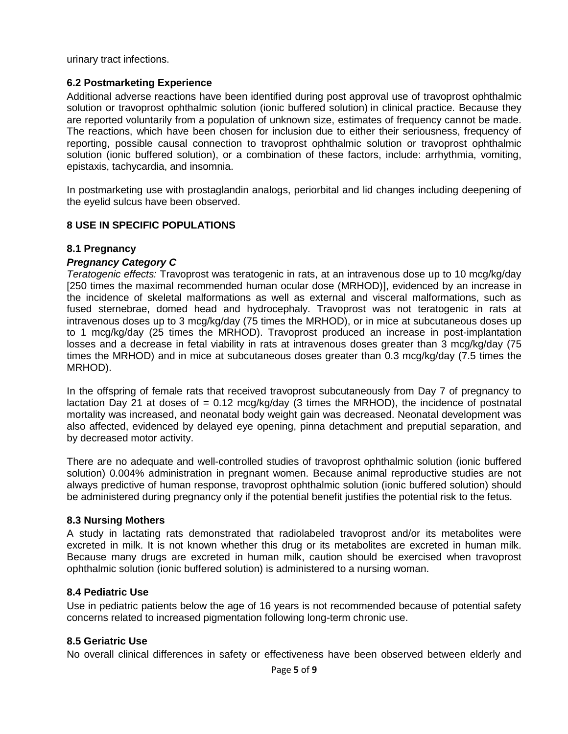urinary tract infections.

### 6.2 Postmarketing Experience

Additional adverse reactions have been identified during post approval use of travoprost ophthalmic solution or travoprost ophthalmic solution (ionic buffered solution) in clinical practice. Because they are reported voluntarily from a population of unknown size, estimates of frequency cannot be made. The reactions, which have been chosen for inclusion due to either their seriousness, frequency of reporting, possible causal connection to travoprost ophthalmic solution or travoprost ophthalmic solution (ionic buffered solution), or a combination of these factors, include: arrhythmia, vomiting, epistaxis, tachycardia, and insomnia.

In postmarketing use with prostaglandin analogs, periorbital and lid changes including deepening of the eyelid sulcus have been observed.

## 8 USE IN SPECIFIC POPULATIONS

### 8.1 Pregnancy

***Pregnancy Category C***

*Teratogenic effects:* Travoprost was teratogenic in rats, at an intravenous dose up to 10 mcg/kg/day [250 times the maximal recommended human ocular dose (MRHOD)], evidenced by an increase in the incidence of skeletal malformations as well as external and visceral malformations, such as fused sternebrae, domed head and hydrocephaly. Travoprost was not teratogenic in rats at intravenous doses up to 3 mcg/kg/day (75 times the MRHOD), or in mice at subcutaneous doses up to 1 mcg/kg/day (25 times the MRHOD). Travoprost produced an increase in post-implantation losses and a decrease in fetal viability in rats at intravenous doses greater than 3 mcg/kg/day (75 times the MRHOD) and in mice at subcutaneous doses greater than 0.3 mcg/kg/day (7.5 times the MRHOD).

In the offspring of female rats that received travoprost subcutaneously from Day 7 of pregnancy to lactation Day 21 at doses of = 0.12 mcg/kg/day (3 times the MRHOD), the incidence of postnatal mortality was increased, and neonatal body weight gain was decreased. Neonatal development was also affected, evidenced by delayed eye opening, pinna detachment and preputial separation, and by decreased motor activity.

There are no adequate and well-controlled studies of travoprost ophthalmic solution (ionic buffered solution) 0.004% administration in pregnant women. Because animal reproductive studies are not always predictive of human response, travoprost ophthalmic solution (ionic buffered solution) should be administered during pregnancy only if the potential benefit justifies the potential risk to the fetus.

### 8.3 Nursing Mothers

A study in lactating rats demonstrated that radiolabeled travoprost and/or its metabolites were excreted in milk. It is not known whether this drug or its metabolites are excreted in human milk. Because many drugs are excreted in human milk, caution should be exercised when travoprost ophthalmic solution (ionic buffered solution) is administered to a nursing woman.

### 8.4 Pediatric Use

Use in pediatric patients below the age of 16 years is not recommended because of potential safety concerns related to increased pigmentation following long-term chronic use.

### 8.5 Geriatric Use

No overall clinical differences in safety or effectiveness have been observed between elderly and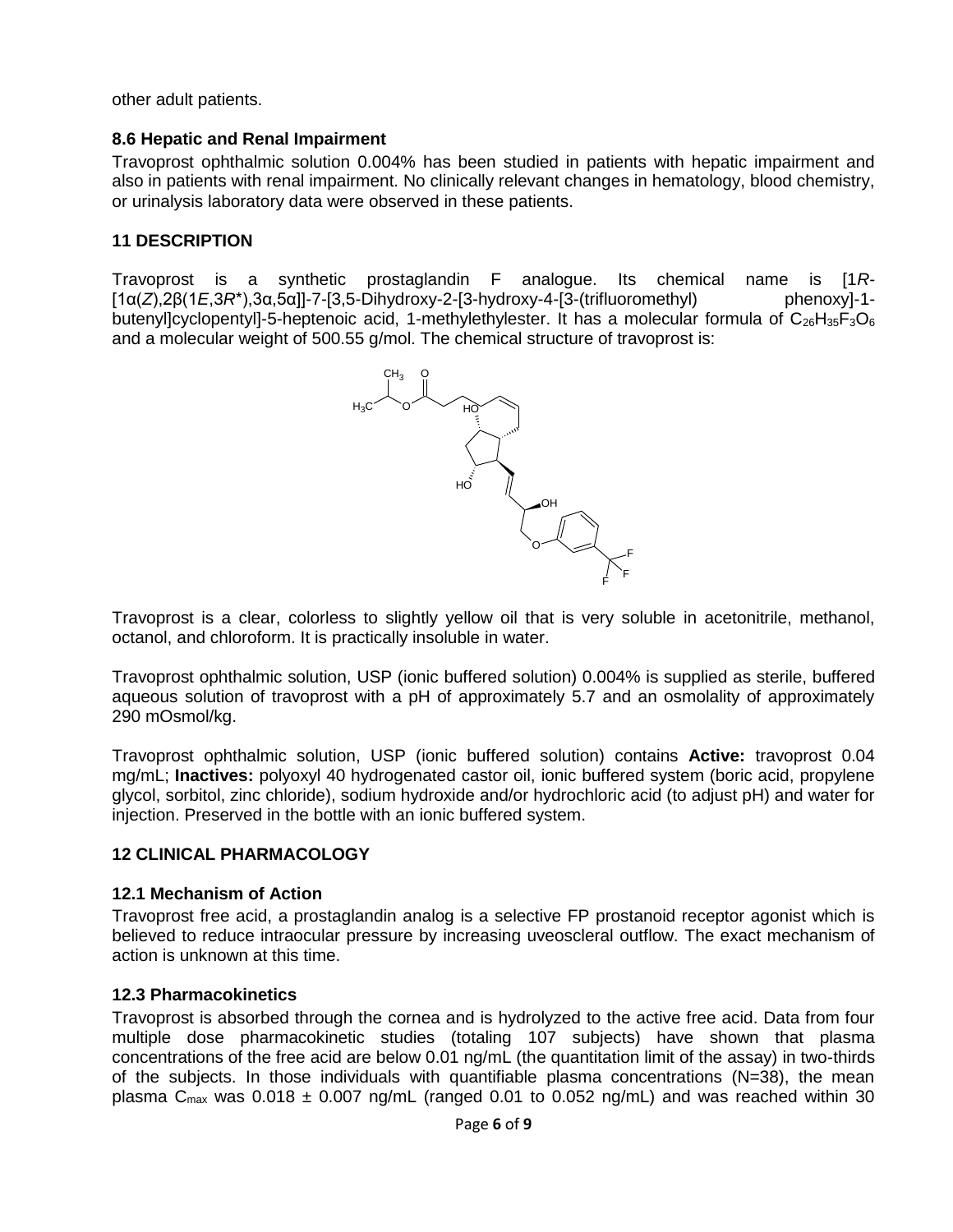other adult patients.

### 8.6 Hepatic and Renal Impairment

Travoprost ophthalmic solution 0.004% has been studied in patients with hepatic impairment and also in patients with renal impairment. No clinically relevant changes in hematology, blood chemistry, or urinalysis laboratory data were observed in these patients.

## 11 DESCRIPTION

Travoprost is a synthetic prostaglandin F analogue. Its chemical name is [1*R*-[1α(*Z*),2β(1*E*,3*R**),3α,5α]]-7-[3,5-Dihydroxy-2-[3-hydroxy-4-[3-(trifluoromethyl) phenoxy]-1-butenyl]cyclopentyl]-5-heptenoic acid, 1-methylethylester. It has a molecular formula of $C_{26}H_{35}F_3O_6$ and a molecular weight of 500.55 g/mol. The chemical structure of travoprost is:

Travoprost is a clear, colorless to slightly yellow oil that is very soluble in acetonitrile, methanol, octanol, and chloroform. It is practically insoluble in water.

Travoprost ophthalmic solution, USP (ionic buffered solution) 0.004% is supplied as sterile, buffered aqueous solution of travoprost with a pH of approximately 5.7 and an osmolality of approximately 290 mOsmol/kg.

Travoprost ophthalmic solution, USP (ionic buffered solution) contains **Active:** travoprost 0.04 mg/mL; **Inactives:** polyoxyl 40 hydrogenated castor oil, ionic buffered system (boric acid, propylene glycol, sorbitol, zinc chloride), sodium hydroxide and/or hydrochloric acid (to adjust pH) and water for injection. Preserved in the bottle with an ionic buffered system.

## 12 CLINICAL PHARMACOLOGY

### 12.1 Mechanism of Action

Travoprost free acid, a prostaglandin analog is a selective FP prostanoid receptor agonist which is believed to reduce intraocular pressure by increasing uveoscleral outflow. The exact mechanism of action is unknown at this time.

### 12.3 Pharmacokinetics

Travoprost is absorbed through the cornea and is hydrolyzed to the active free acid. Data from four multiple dose pharmacokinetic studies (totaling 107 subjects) have shown that plasma concentrations of the free acid are below 0.01 ng/mL (the quantitation limit of the assay) in two-thirds of the subjects. In those individuals with quantifiable plasma concentrations (N=38), the mean plasma $C_{max}$ was 0.018 ± 0.007 ng/mL (ranged 0.01 to 0.052 ng/mL) and was reached within 30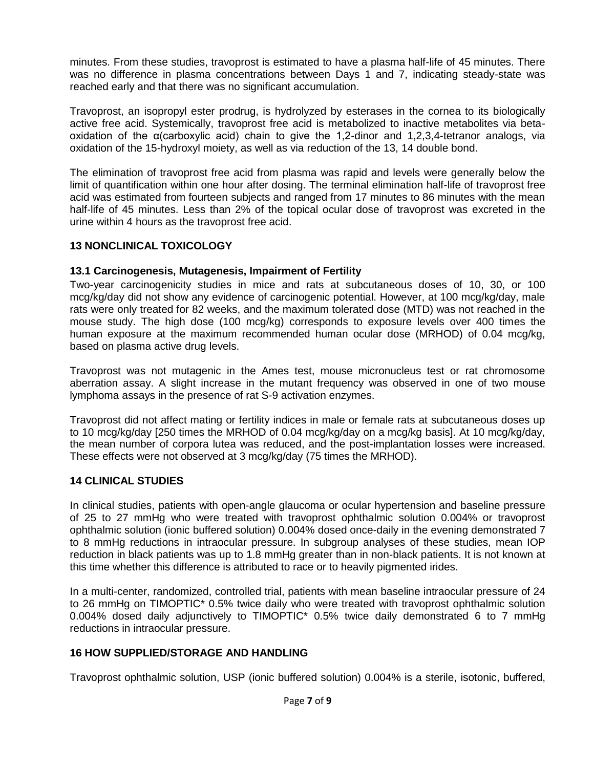minutes. From these studies, travoprost is estimated to have a plasma half-life of 45 minutes. There was no difference in plasma concentrations between Days 1 and 7, indicating steady-state was reached early and that there was no significant accumulation.

Travoprost, an isopropyl ester prodrug, is hydrolyzed by esterases in the cornea to its biologically active free acid. Systemically, travoprost free acid is metabolized to inactive metabolites via beta-oxidation of the α(carboxylic acid) chain to give the 1,2-dinor and 1,2,3,4-tetranor analogs, via oxidation of the 15-hydroxyl moiety, as well as via reduction of the 13, 14 double bond.

The elimination of travoprost free acid from plasma was rapid and levels were generally below the limit of quantification within one hour after dosing. The terminal elimination half-life of travoprost free acid was estimated from fourteen subjects and ranged from 17 minutes to 86 minutes with the mean half-life of 45 minutes. Less than 2% of the topical ocular dose of travoprost was excreted in the urine within 4 hours as the travoprost free acid.

## 13 NONCLINICAL TOXICOLOGY

### 13.1 Carcinogenesis, Mutagenesis, Impairment of Fertility

Two-year carcinogenicity studies in mice and rats at subcutaneous doses of 10, 30, or 100 mcg/kg/day did not show any evidence of carcinogenic potential. However, at 100 mcg/kg/day, male rats were only treated for 82 weeks, and the maximum tolerated dose (MTD) was not reached in the mouse study. The high dose (100 mcg/kg) corresponds to exposure levels over 400 times the human exposure at the maximum recommended human ocular dose (MRHOD) of 0.04 mcg/kg, based on plasma active drug levels.

Travoprost was not mutagenic in the Ames test, mouse micronucleus test or rat chromosome aberration assay. A slight increase in the mutant frequency was observed in one of two mouse lymphoma assays in the presence of rat S-9 activation enzymes.

Travoprost did not affect mating or fertility indices in male or female rats at subcutaneous doses up to 10 mcg/kg/day [250 times the MRHOD of 0.04 mcg/kg/day on a mcg/kg basis]. At 10 mcg/kg/day, the mean number of corpora lutea was reduced, and the post-implantation losses were increased. These effects were not observed at 3 mcg/kg/day (75 times the MRHOD).

## 14 CLINICAL STUDIES

In clinical studies, patients with open-angle glaucoma or ocular hypertension and baseline pressure of 25 to 27 mmHg who were treated with travoprost ophthalmic solution 0.004% or travoprost ophthalmic solution (ionic buffered solution) 0.004% dosed once-daily in the evening demonstrated 7 to 8 mmHg reductions in intraocular pressure. In subgroup analyses of these studies, mean IOP reduction in black patients was up to 1.8 mmHg greater than in non-black patients. It is not known at this time whether this difference is attributed to race or to heavily pigmented irides.

In a multi-center, randomized, controlled trial, patients with mean baseline intraocular pressure of 24 to 26 mmHg on TIMOPTIC* 0.5% twice daily who were treated with travoprost ophthalmic solution 0.004% dosed daily adjunctively to TIMOPTIC* 0.5% twice daily demonstrated 6 to 7 mmHg reductions in intraocular pressure.

## 16 HOW SUPPLIED/STORAGE AND HANDLING

Travoprost ophthalmic solution, USP (ionic buffered solution) 0.004% is a sterile, isotonic, buffered,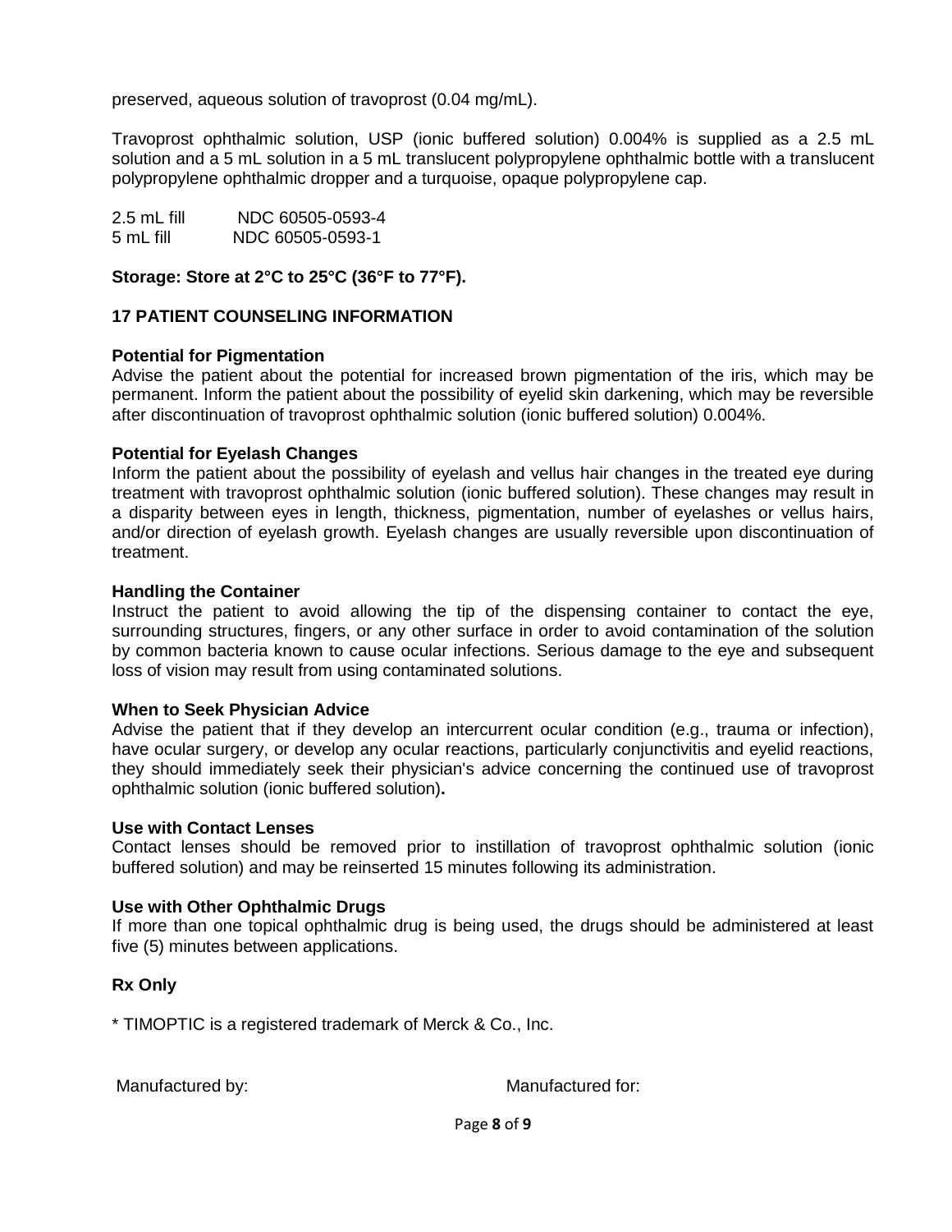preserved, aqueous solution of travoprost (0.04 mg/mL).

Travoprost ophthalmic solution, USP (ionic buffered solution) 0.004% is supplied as a 2.5 mL solution and a 5 mL solution in a 5 mL translucent polypropylene ophthalmic bottle with a translucent polypropylene ophthalmic dropper and a turquoise, opaque polypropylene cap.

2.5 mL fill NDC 60505-0593-4
5 mL fill NDC 60505-0593-1

**Storage: Store at 2°C to 25°C (36°F to 77°F).**

## 17 PATIENT COUNSELING INFORMATION

**Potential for Pigmentation**
Advise the patient about the potential for increased brown pigmentation of the iris, which may be permanent. Inform the patient about the possibility of eyelid skin darkening, which may be reversible after discontinuation of travoprost ophthalmic solution (ionic buffered solution) 0.004%.

**Potential for Eyelash Changes**
Inform the patient about the possibility of eyelash and vellus hair changes in the treated eye during treatment with travoprost ophthalmic solution (ionic buffered solution). These changes may result in a disparity between eyes in length, thickness, pigmentation, number of eyelashes or vellus hairs, and/or direction of eyelash growth. Eyelash changes are usually reversible upon discontinuation of treatment.

**Handling the Container**
Instruct the patient to avoid allowing the tip of the dispensing container to contact the eye, surrounding structures, fingers, or any other surface in order to avoid contamination of the solution by common bacteria known to cause ocular infections. Serious damage to the eye and subsequent loss of vision may result from using contaminated solutions.

**When to Seek Physician Advice**
Advise the patient that if they develop an intercurrent ocular condition (e.g., trauma or infection), have ocular surgery, or develop any ocular reactions, particularly conjunctivitis and eyelid reactions, they should immediately seek their physician's advice concerning the continued use of travoprost ophthalmic solution (ionic buffered solution).

**Use with Contact Lenses**
Contact lenses should be removed prior to instillation of travoprost ophthalmic solution (ionic buffered solution) and may be reinserted 15 minutes following its administration.

**Use with Other Ophthalmic Drugs**
If more than one topical ophthalmic drug is being used, the drugs should be administered at least five (5) minutes between applications.

**Rx Only**

* TIMOPTIC is a registered trademark of Merck & Co., Inc.

Manufactured by: Manufactured for: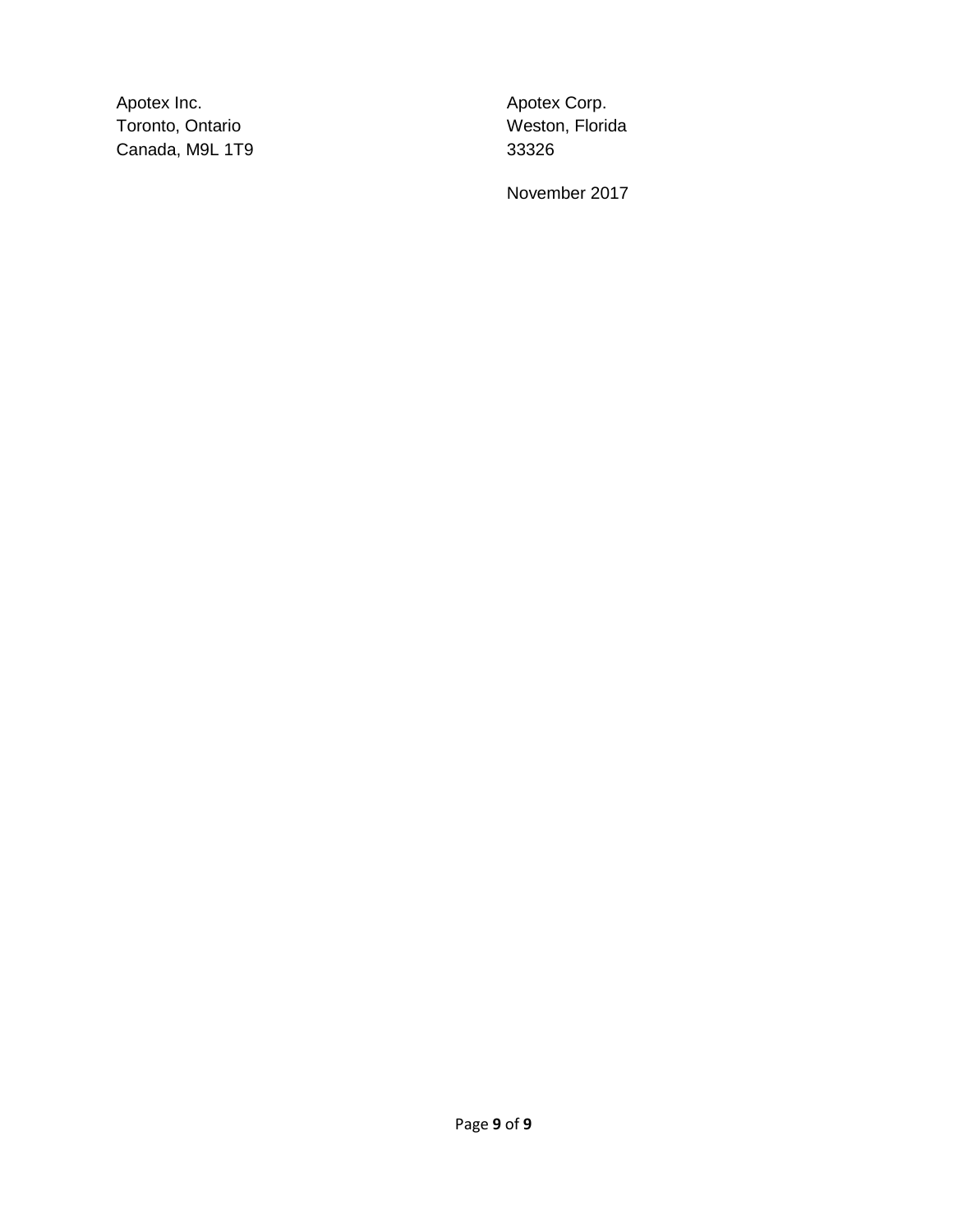Apotex Inc.
Toronto, Ontario
Canada, M9L 1T9

Apotex Corp.
Weston, Florida
33326

November 2017